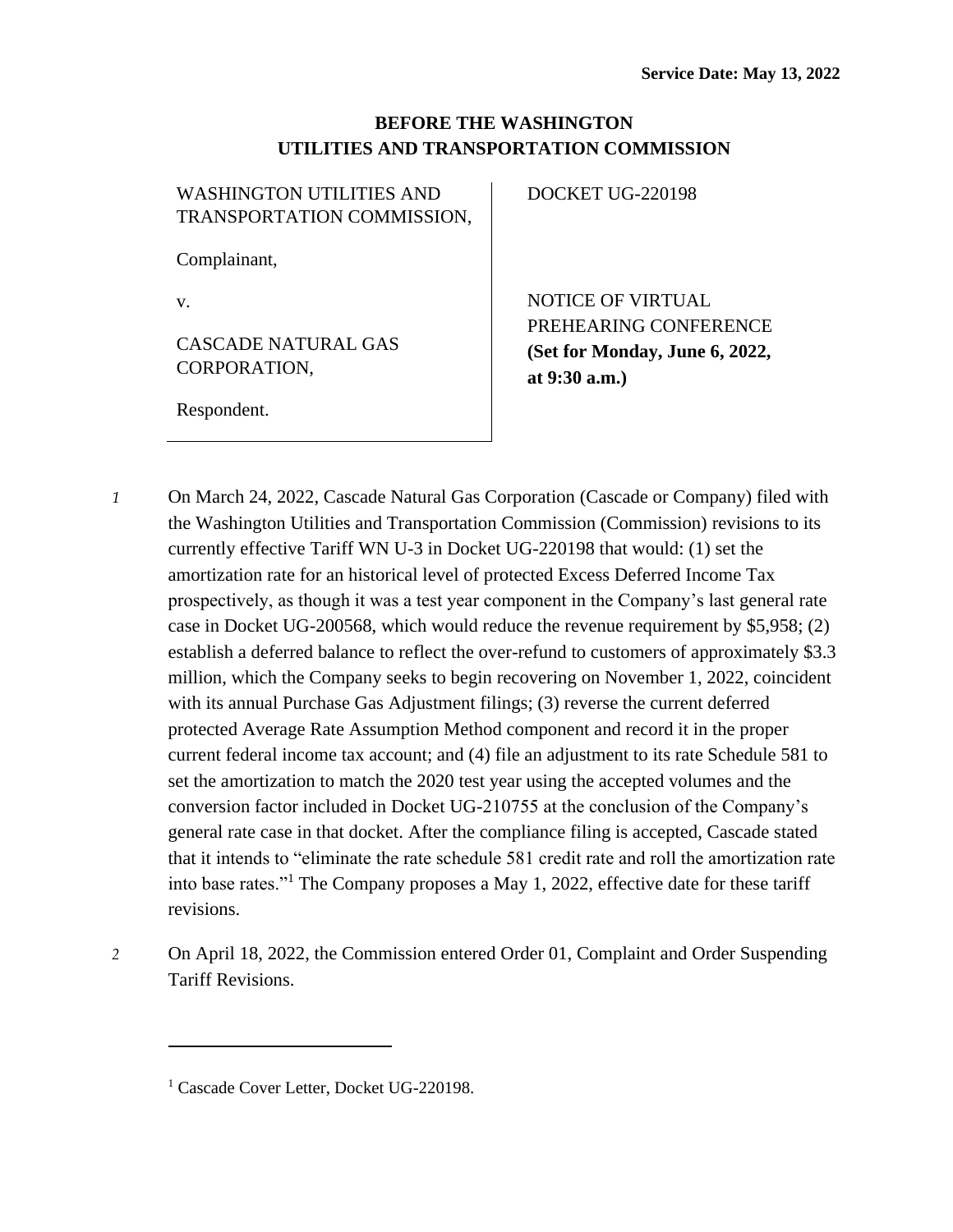**Service Date: May 13, 2022**

**BEFORE THE WASHINGTON UTILITIES AND TRANSPORTATION COMMISSION**

| | |
|---|---|
| WASHINGTON UTILITIES AND TRANSPORTATION COMMISSION,<br><br>Complainant,<br><br>v.<br><br>CASCADE NATURAL GAS CORPORATION,<br><br>Respondent. | DOCKET UG-220198<br><br>NOTICE OF VIRTUAL PREHEARING CONFERENCE<br>**(Set for Monday, June 6, 2022, at 9:30 a.m.)** |

*1* On March 24, 2022, Cascade Natural Gas Corporation (Cascade or Company) filed with the Washington Utilities and Transportation Commission (Commission) revisions to its currently effective Tariff WN U-3 in Docket UG-220198 that would: (1) set the amortization rate for an historical level of protected Excess Deferred Income Tax prospectively, as though it was a test year component in the Company's last general rate case in Docket UG-200568, which would reduce the revenue requirement by $5,958; (2) establish a deferred balance to reflect the over-refund to customers of approximately $3.3 million, which the Company seeks to begin recovering on November 1, 2022, coincident with its annual Purchase Gas Adjustment filings; (3) reverse the current deferred protected Average Rate Assumption Method component and record it in the proper current federal income tax account; and (4) file an adjustment to its rate Schedule 581 to set the amortization to match the 2020 test year using the accepted volumes and the conversion factor included in Docket UG-210755 at the conclusion of the Company's general rate case in that docket. After the compliance filing is accepted, Cascade stated that it intends to "eliminate the rate schedule 581 credit rate and roll the amortization rate into base rates."[1] The Company proposes a May 1, 2022, effective date for these tariff revisions.

*2* On April 18, 2022, the Commission entered Order 01, Complaint and Order Suspending Tariff Revisions.

---

[1] Cascade Cover Letter, Docket UG-220198.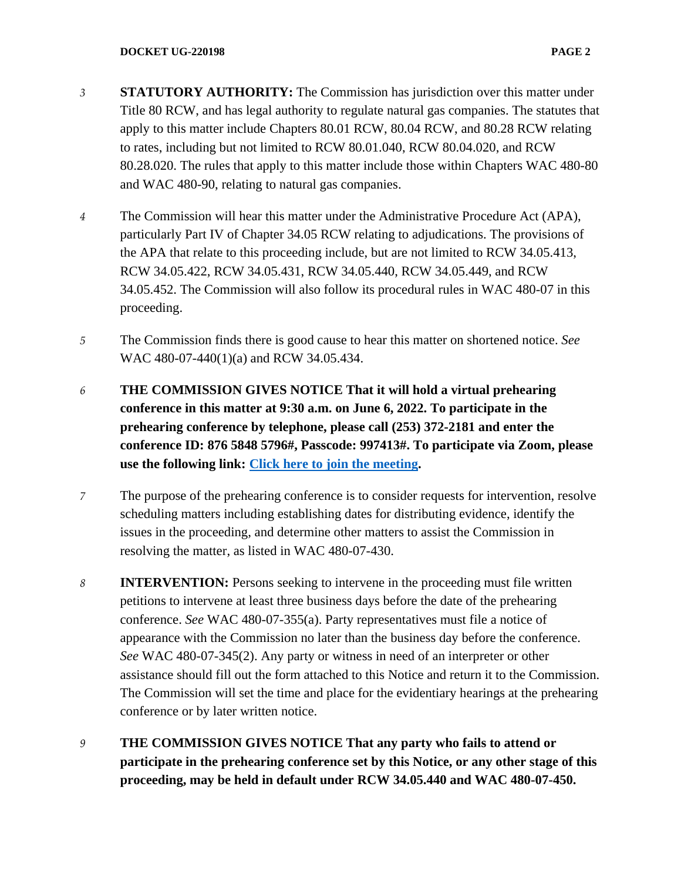3 **STATUTORY AUTHORITY:** The Commission has jurisdiction over this matter under Title 80 RCW, and has legal authority to regulate natural gas companies. The statutes that apply to this matter include Chapters 80.01 RCW, 80.04 RCW, and 80.28 RCW relating to rates, including but not limited to RCW 80.01.040, RCW 80.04.020, and RCW 80.28.020. The rules that apply to this matter include those within Chapters WAC 480-80 and WAC 480-90, relating to natural gas companies.

4 The Commission will hear this matter under the Administrative Procedure Act (APA), particularly Part IV of Chapter 34.05 RCW relating to adjudications. The provisions of the APA that relate to this proceeding include, but are not limited to RCW 34.05.413, RCW 34.05.422, RCW 34.05.431, RCW 34.05.440, RCW 34.05.449, and RCW 34.05.452. The Commission will also follow its procedural rules in WAC 480-07 in this proceeding.

5 The Commission finds there is good cause to hear this matter on shortened notice. *See* WAC 480-07-440(1)(a) and RCW 34.05.434.

6 **THE COMMISSION GIVES NOTICE That it will hold a virtual prehearing conference in this matter at 9:30 a.m. on June 6, 2022. To participate in the prehearing conference by telephone, please call (253) 372-2181 and enter the conference ID: 876 5848 5796#, Passcode: 997413#. To participate via Zoom, please use the following link: Click here to join the meeting.**

7 The purpose of the prehearing conference is to consider requests for intervention, resolve scheduling matters including establishing dates for distributing evidence, identify the issues in the proceeding, and determine other matters to assist the Commission in resolving the matter, as listed in WAC 480-07-430.

8 **INTERVENTION:** Persons seeking to intervene in the proceeding must file written petitions to intervene at least three business days before the date of the prehearing conference. *See* WAC 480-07-355(a). Party representatives must file a notice of appearance with the Commission no later than the business day before the conference. *See* WAC 480-07-345(2). Any party or witness in need of an interpreter or other assistance should fill out the form attached to this Notice and return it to the Commission. The Commission will set the time and place for the evidentiary hearings at the prehearing conference or by later written notice.

9 **THE COMMISSION GIVES NOTICE That any party who fails to attend or participate in the prehearing conference set by this Notice, or any other stage of this proceeding, may be held in default under RCW 34.05.440 and WAC 480-07-450.**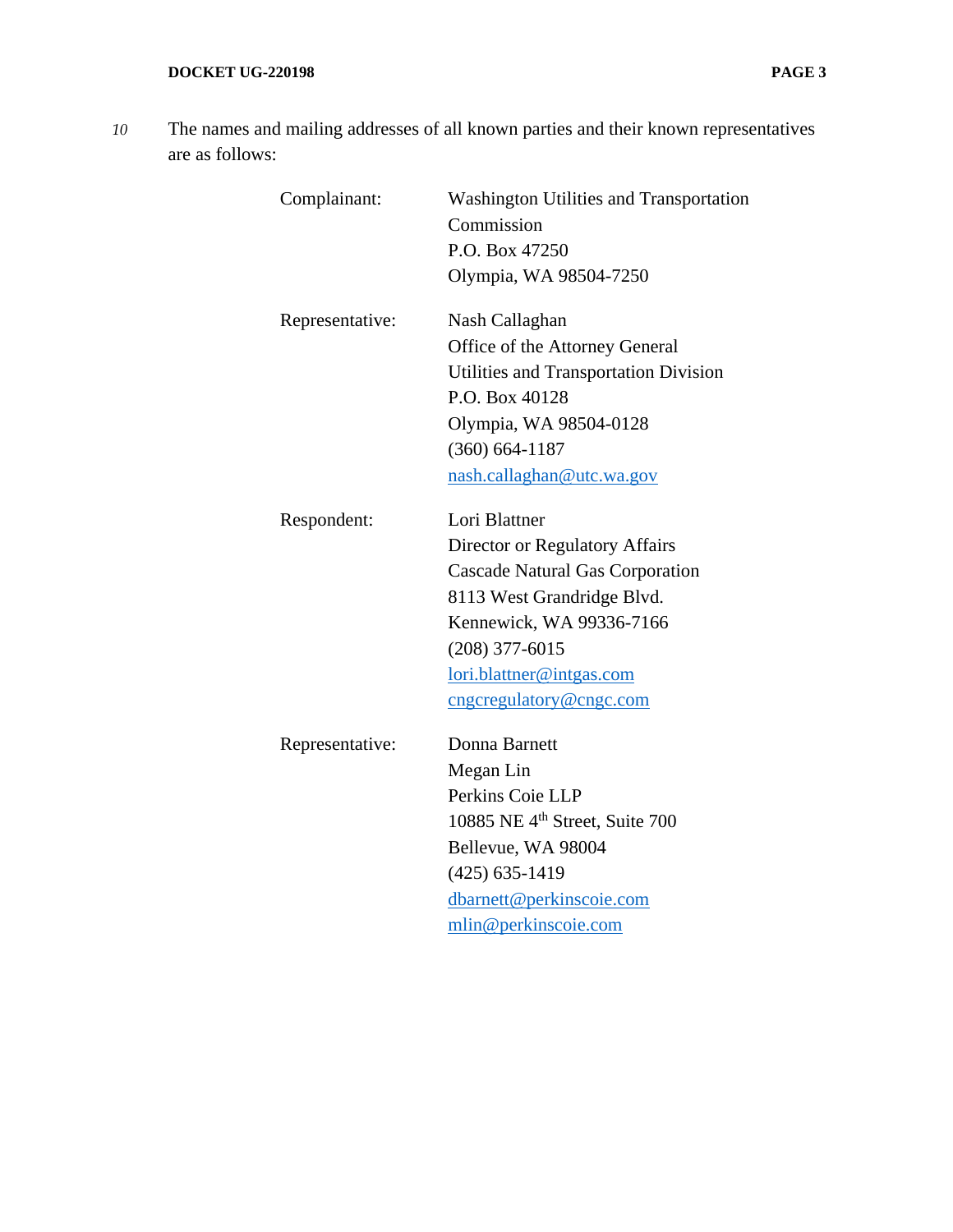10 The names and mailing addresses of all known parties and their known representatives are as follows:

| | |
|---|---|
| Complainant: | Washington Utilities and Transportation Commission<br>P.O. Box 47250<br>Olympia, WA 98504-7250 |
| Representative: | Nash Callaghan<br>Office of the Attorney General<br>Utilities and Transportation Division<br>P.O. Box 40128<br>Olympia, WA 98504-0128<br>(360) 664-1187<br>nash.callaghan@utc.wa.gov |
| Respondent: | Lori Blattner<br>Director or Regulatory Affairs<br>Cascade Natural Gas Corporation<br>8113 West Grandridge Blvd.<br>Kennewick, WA 99336-7166<br>(208) 377-6015<br>lori.blattner@intgas.com<br>cngcregulatory@cngc.com |
| Representative: | Donna Barnett<br>Megan Lin<br>Perkins Coie LLP<br>10885 NE 4th Street, Suite 700<br>Bellevue, WA 98004<br>(425) 635-1419<br>dbarnett@perkinscoie.com<br>mlin@perkinscoie.com |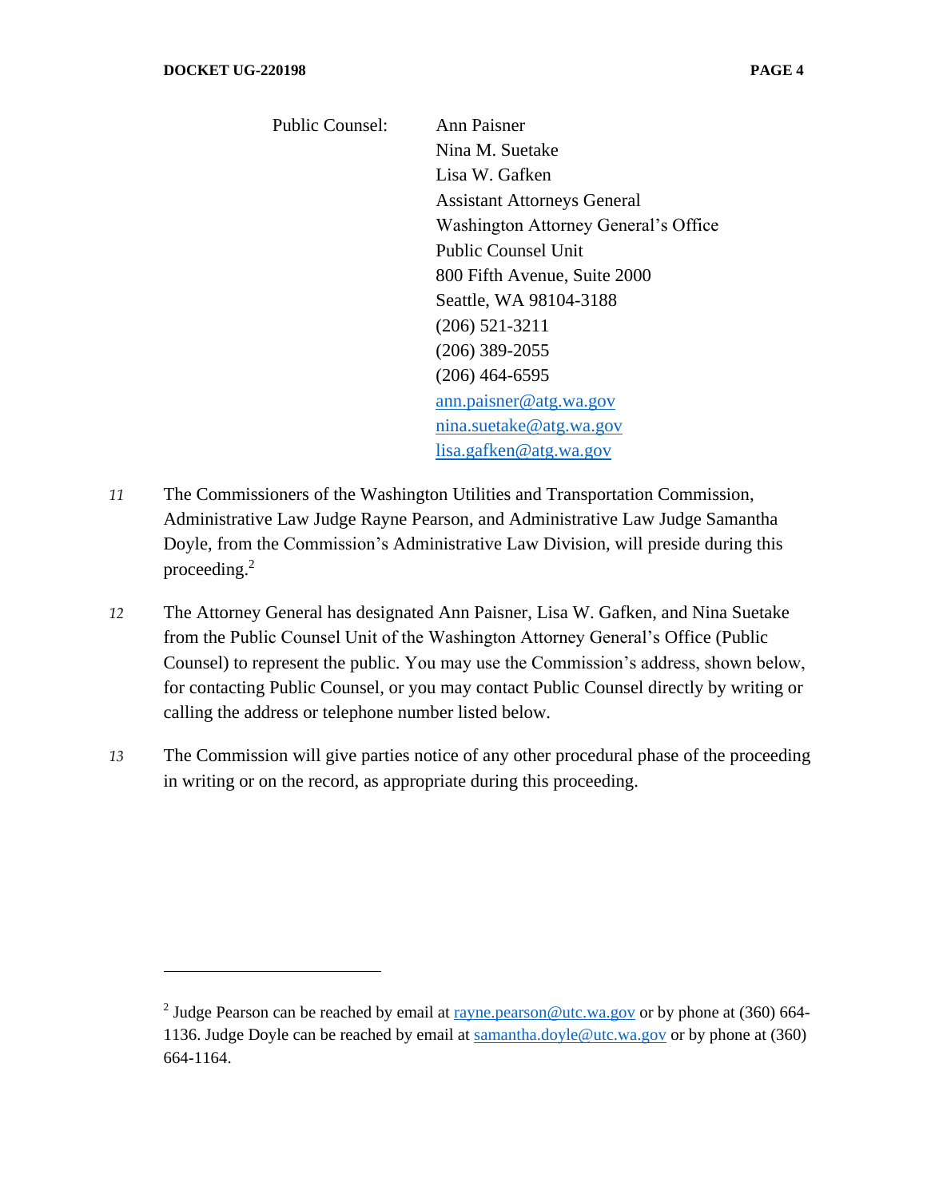Public Counsel:

Ann Paisner
Nina M. Suetake
Lisa W. Gafken
Assistant Attorneys General
Washington Attorney General's Office
Public Counsel Unit
800 Fifth Avenue, Suite 2000
Seattle, WA 98104-3188
(206) 521-3211
(206) 389-2055
(206) 464-6595
ann.paisner@atg.wa.gov
nina.suetake@atg.wa.gov
lisa.gafken@atg.wa.gov

*11* The Commissioners of the Washington Utilities and Transportation Commission, Administrative Law Judge Rayne Pearson, and Administrative Law Judge Samantha Doyle, from the Commission's Administrative Law Division, will preside during this proceeding.[2]

*12* The Attorney General has designated Ann Paisner, Lisa W. Gafken, and Nina Suetake from the Public Counsel Unit of the Washington Attorney General's Office (Public Counsel) to represent the public. You may use the Commission's address, shown below, for contacting Public Counsel, or you may contact Public Counsel directly by writing or calling the address or telephone number listed below.

*13* The Commission will give parties notice of any other procedural phase of the proceeding in writing or on the record, as appropriate during this proceeding.

---

[2] Judge Pearson can be reached by email at rayne.pearson@utc.wa.gov or by phone at (360) 664-1136. Judge Doyle can be reached by email at samantha.doyle@utc.wa.gov or by phone at (360) 664-1164.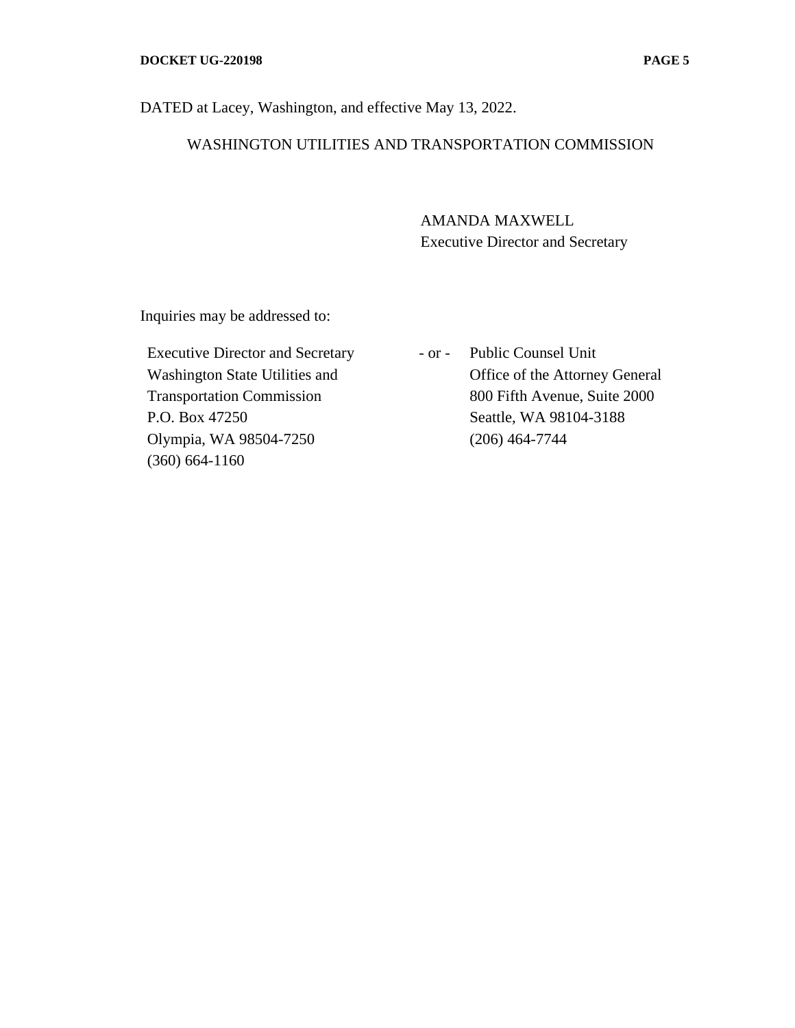DATED at Lacey, Washington, and effective May 13, 2022.

WASHINGTON UTILITIES AND TRANSPORTATION COMMISSION

AMANDA MAXWELL
Executive Director and Secretary

Inquiries may be addressed to:

Executive Director and Secretary
Washington State Utilities and
Transportation Commission
P.O. Box 47250
Olympia, WA 98504-7250
(360) 664-1160

\- or -

Public Counsel Unit
Office of the Attorney General
800 Fifth Avenue, Suite 2000
Seattle, WA 98104-3188
(206) 464-7744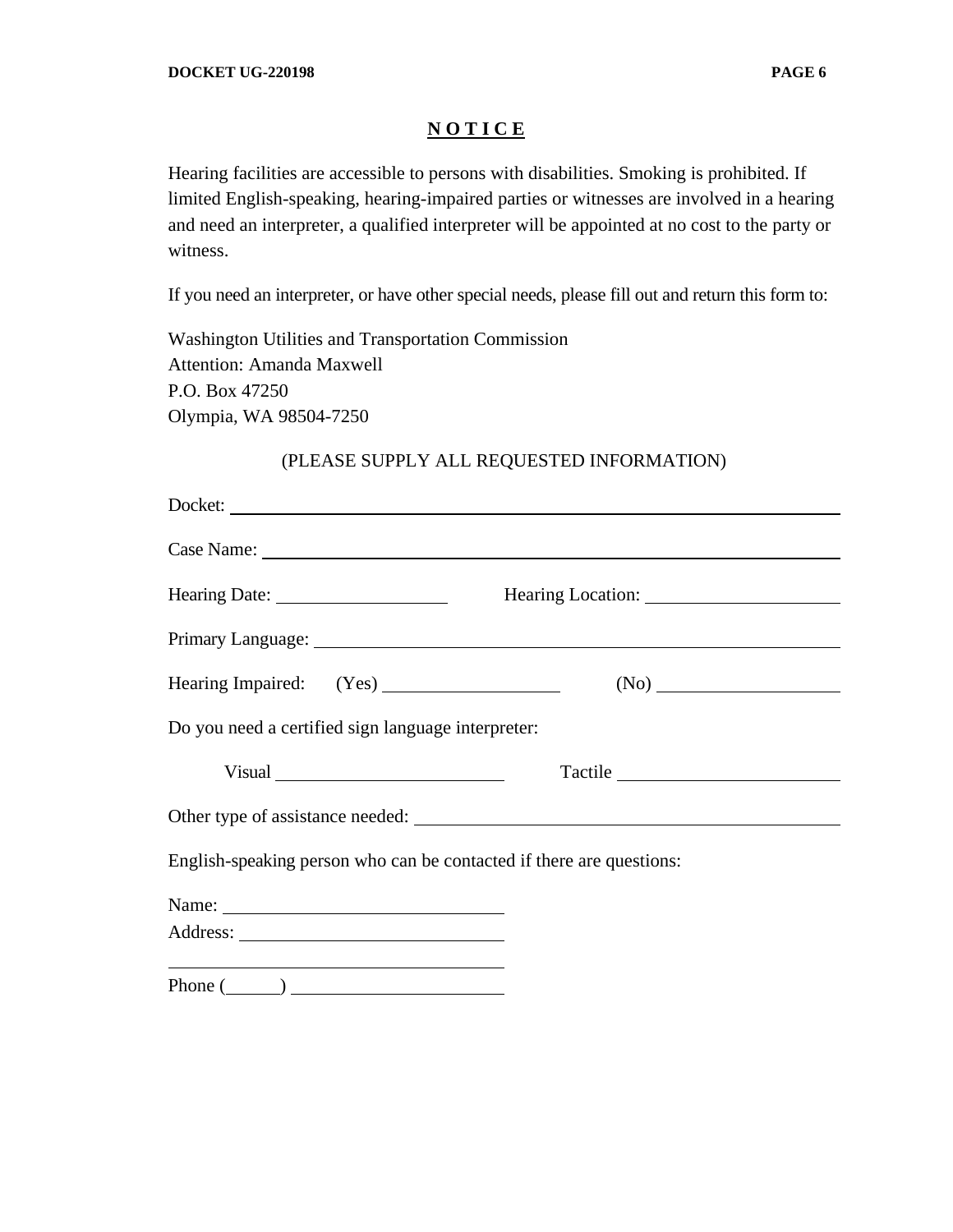## N O T I C E

Hearing facilities are accessible to persons with disabilities. Smoking is prohibited. If limited English-speaking, hearing-impaired parties or witnesses are involved in a hearing and need an interpreter, a qualified interpreter will be appointed at no cost to the party or witness.

If you need an interpreter, or have other special needs, please fill out and return this form to:

Washington Utilities and Transportation Commission
Attention: Amanda Maxwell
P.O. Box 47250
Olympia, WA 98504-7250

(PLEASE SUPPLY ALL REQUESTED INFORMATION)

Docket: ______________________________________________

Case Name: ______________________________________________

Hearing Date: ____________________ Hearing Location: ____________________

Primary Language: ______________________________________________

Hearing Impaired: (Yes) ____________________ (No) ____________________

Do you need a certified sign language interpreter:

Visual ____________________ Tactile ____________________

Other type of assistance needed: ______________________________________________

English-speaking person who can be contacted if there are questions:

Name: ____________________________
Address: ____________________________
____________________________
Phone (______) ____________________